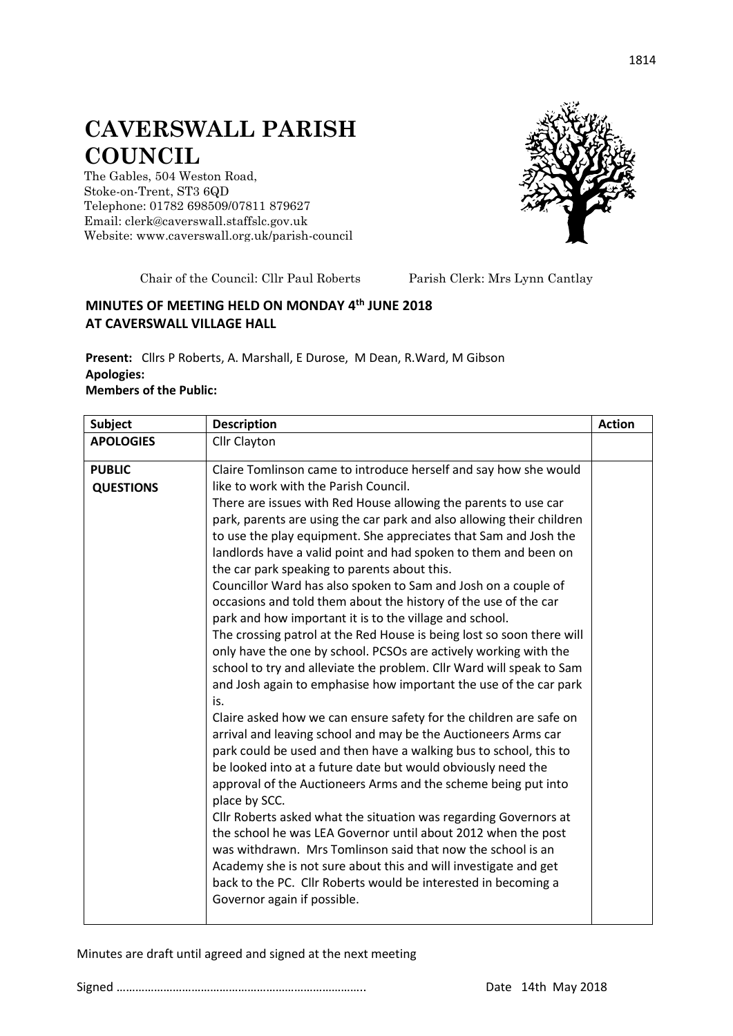# CAVERSWALL PARISH COUNCIL

The Gables, 504 Weston Road,
Stoke-on-Trent, ST3 6QD
Telephone: 01782 698509/07811 879627
Email: clerk@caverswall.staffslc.gov.uk
Website: www.caverswall.org.uk/parish-council

Chair of the Council: Cllr Paul Roberts          Parish Clerk: Mrs Lynn Cantlay

**MINUTES OF MEETING HELD ON MONDAY 4th JUNE 2018**
**AT CAVERSWALL VILLAGE HALL**

**Present:** Cllrs P Roberts, A. Marshall, E Durose, M Dean, R.Ward, M Gibson
**Apologies:**
**Members of the Public:**

| Subject | Description | Action |
|---|---|---|
| **APOLOGIES** | Cllr Clayton | |
| **PUBLIC QUESTIONS** | Claire Tomlinson came to introduce herself and say how she would like to work with the Parish Council.<br>There are issues with Red House allowing the parents to use car park, parents are using the car park and also allowing their children to use the play equipment. She appreciates that Sam and Josh the landlords have a valid point and had spoken to them and been on the car park speaking to parents about this.<br>Councillor Ward has also spoken to Sam and Josh on a couple of occasions and told them about the history of the use of the car park and how important it is to the village and school.<br>The crossing patrol at the Red House is being lost so soon there will only have the one by school. PCSOs are actively working with the school to try and alleviate the problem. Cllr Ward will speak to Sam and Josh again to emphasise how important the use of the car park is.<br>Claire asked how we can ensure safety for the children are safe on arrival and leaving school and may be the Auctioneers Arms car park could be used and then have a walking bus to school, this to be looked into at a future date but would obviously need the approval of the Auctioneers Arms and the scheme being put into place by SCC.<br>Cllr Roberts asked what the situation was regarding Governors at the school he was LEA Governor until about 2012 when the post was withdrawn. Mrs Tomlinson said that now the school is an Academy she is not sure about this and will investigate and get back to the PC. Cllr Roberts would be interested in becoming a Governor again if possible. | |

Minutes are draft until agreed and signed at the next meeting

Signed ……………………………………………………………………..          Date 14th May 2018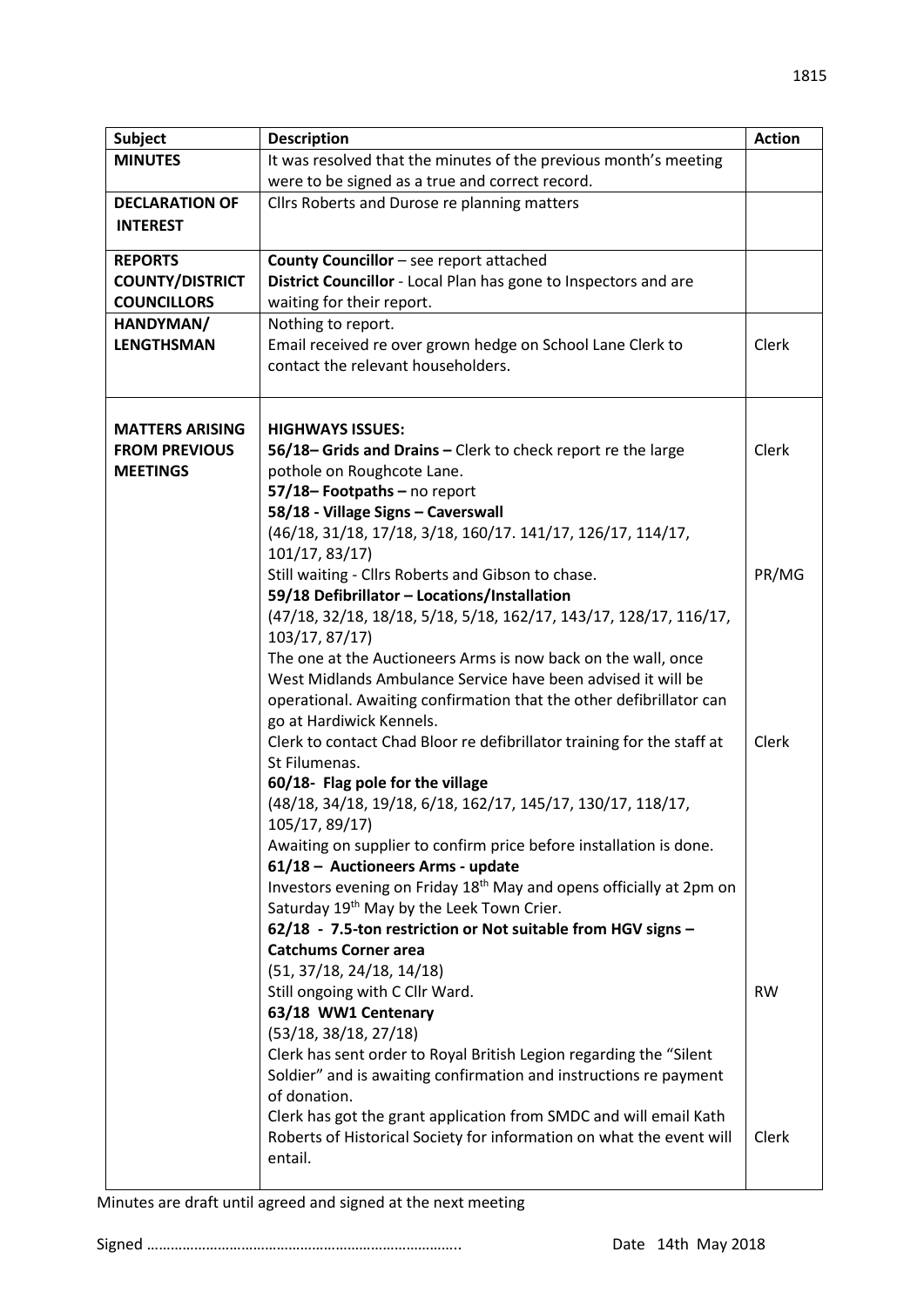| Subject | Description | Action |
|---|---|---|
| **MINUTES** | It was resolved that the minutes of the previous month's meeting were to be signed as a true and correct record. | |
| **DECLARATION OF INTEREST** | Cllrs Roberts and Durose re planning matters | |
| **REPORTS COUNTY/DISTRICT COUNCILLORS** | **County Councillor** – see report attached<br>**District Councillor** - Local Plan has gone to Inspectors and are waiting for their report. | |
| **HANDYMAN/ LENGTHSMAN** | Nothing to report.<br>Email received re over grown hedge on School Lane Clerk to contact the relevant householders. | Clerk |
| **MATTERS ARISING FROM PREVIOUS MEETINGS** | **HIGHWAYS ISSUES:**<br>**56/18– Grids and Drains –** Clerk to check report re the large pothole on Roughcote Lane.<br>**57/18– Footpaths –** no report<br>**58/18 - Village Signs – Caverswall**<br>(46/18, 31/18, 17/18, 3/18, 160/17. 141/17, 126/17, 114/17, 101/17, 83/17)<br>Still waiting - Cllrs Roberts and Gibson to chase.<br>**59/18 Defibrillator – Locations/Installation**<br>(47/18, 32/18, 18/18, 5/18, 5/18, 162/17, 143/17, 128/17, 116/17, 103/17, 87/17)<br>The one at the Auctioneers Arms is now back on the wall, once West Midlands Ambulance Service have been advised it will be operational. Awaiting confirmation that the other defibrillator can go at Hardiwick Kennels.<br>Clerk to contact Chad Bloor re defibrillator training for the staff at St Filumenas.<br>**60/18- Flag pole for the village**<br>(48/18, 34/18, 19/18, 6/18, 162/17, 145/17, 130/17, 118/17, 105/17, 89/17)<br>Awaiting on supplier to confirm price before installation is done.<br>**61/18 – Auctioneers Arms - update**<br>Investors evening on Friday 18th May and opens officially at 2pm on Saturday 19th May by the Leek Town Crier.<br>**62/18 - 7.5-ton restriction or Not suitable from HGV signs – Catchums Corner area**<br>(51, 37/18, 24/18, 14/18)<br>Still ongoing with C Cllr Ward.<br>**63/18 WW1 Centenary**<br>(53/18, 38/18, 27/18)<br>Clerk has sent order to Royal British Legion regarding the "Silent Soldier" and is awaiting confirmation and instructions re payment of donation.<br>Clerk has got the grant application from SMDC and will email Kath Roberts of Historical Society for information on what the event will entail. | Clerk<br><br>PR/MG<br><br>Clerk<br><br>RW<br><br>Clerk |

Minutes are draft until agreed and signed at the next meeting

Signed …………………………………………………………………..     Date 14th May 2018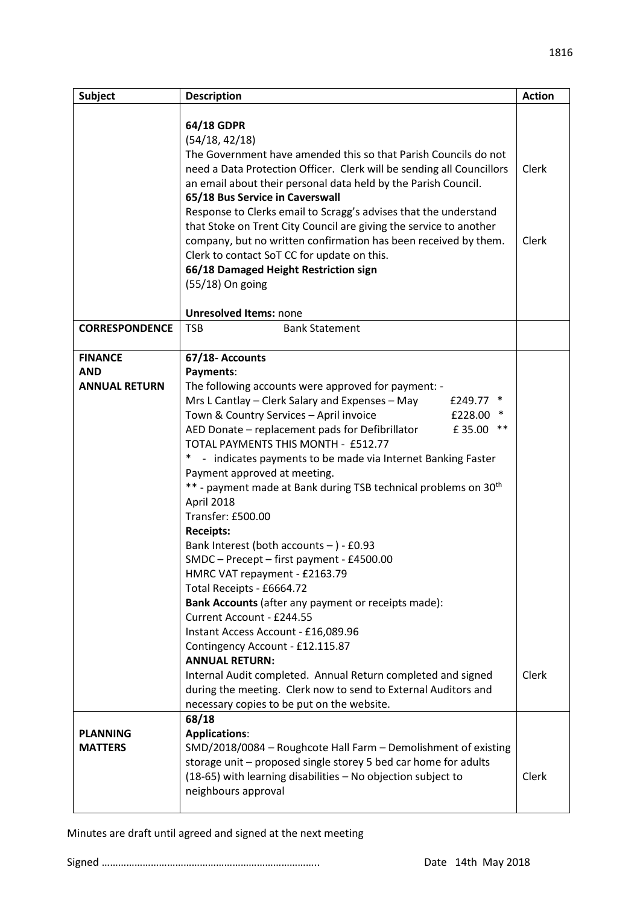| Subject | Description | Action |
|---|---|---|
| | **64/18 GDPR**<br>(54/18, 42/18)<br>The Government have amended this so that Parish Councils do not need a Data Protection Officer. Clerk will be sending all Councillors an email about their personal data held by the Parish Council.<br>**65/18 Bus Service in Caverswall**<br>Response to Clerks email to Scragg's advises that the understand that Stoke on Trent City Council are giving the service to another company, but no written confirmation has been received by them. Clerk to contact SoT CC for update on this.<br>**66/18 Damaged Height Restriction sign**<br>(55/18) On going<br><br>**Unresolved Items:** none | Clerk<br><br>Clerk |
| **CORRESPONDENCE** | TSB Bank Statement | |
| **FINANCE AND ANNUAL RETURN** | **67/18- Accounts**<br>**Payments**:<br>The following accounts were approved for payment: -<br>Mrs L Cantlay – Clerk Salary and Expenses – May £249.77 *<br>Town & Country Services – April invoice £228.00 *<br>AED Donate – replacement pads for Defibrillator £ 35.00 **<br>TOTAL PAYMENTS THIS MONTH - £512.77<br>* - indicates payments to be made via Internet Banking Faster Payment approved at meeting.<br>** - payment made at Bank during TSB technical problems on 30th April 2018<br>Transfer: £500.00<br>**Receipts:**<br>Bank Interest (both accounts – ) - £0.93<br>SMDC – Precept – first payment - £4500.00<br>HMRC VAT repayment - £2163.79<br>Total Receipts - £6664.72<br>**Bank Accounts** (after any payment or receipts made):<br>Current Account - £244.55<br>Instant Access Account - £16,089.96<br>Contingency Account - £12.115.87<br>**ANNUAL RETURN:**<br>Internal Audit completed. Annual Return completed and signed during the meeting. Clerk now to send to External Auditors and necessary copies to be put on the website. | <br><br><br><br><br><br><br><br><br><br><br><br><br><br><br><br><br><br><br><br>Clerk |
| **PLANNING MATTERS** | **68/18**<br>**Applications**:<br>SMD/2018/0084 – Roughcote Hall Farm – Demolishment of existing storage unit – proposed single storey 5 bed car home for adults (18-65) with learning disabilities – No objection subject to neighbours approval | Clerk |

Minutes are draft until agreed and signed at the next meeting

Signed ………………………………………………………………….. Date 14th May 2018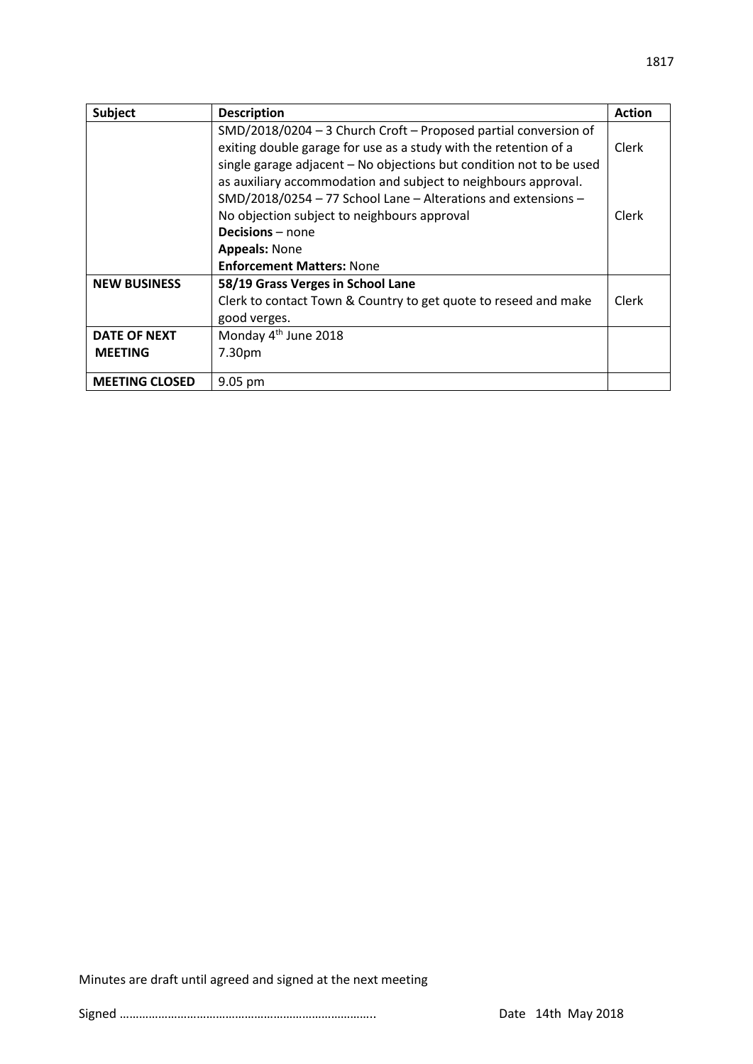| Subject | Description | Action |
|---|---|---|
| | SMD/2018/0204 – 3 Church Croft – Proposed partial conversion of exiting double garage for use as a study with the retention of a single garage adjacent – No objections but condition not to be used as auxiliary accommodation and subject to neighbours approval. | Clerk |
| | SMD/2018/0254 – 77 School Lane – Alterations and extensions – No objection subject to neighbours approval | Clerk |
| | **Decisions** – none | |
| | **Appeals:** None | |
| | **Enforcement Matters:** None | |
| **NEW BUSINESS** | **58/19 Grass Verges in School Lane** Clerk to contact Town & Country to get quote to reseed and make good verges. | Clerk |
| **DATE OF NEXT MEETING** | Monday 4th June 2018 7.30pm | |
| **MEETING CLOSED** | 9.05 pm | |

Minutes are draft until agreed and signed at the next meeting

Signed ………………………………………………………………….. Date 14th May 2018